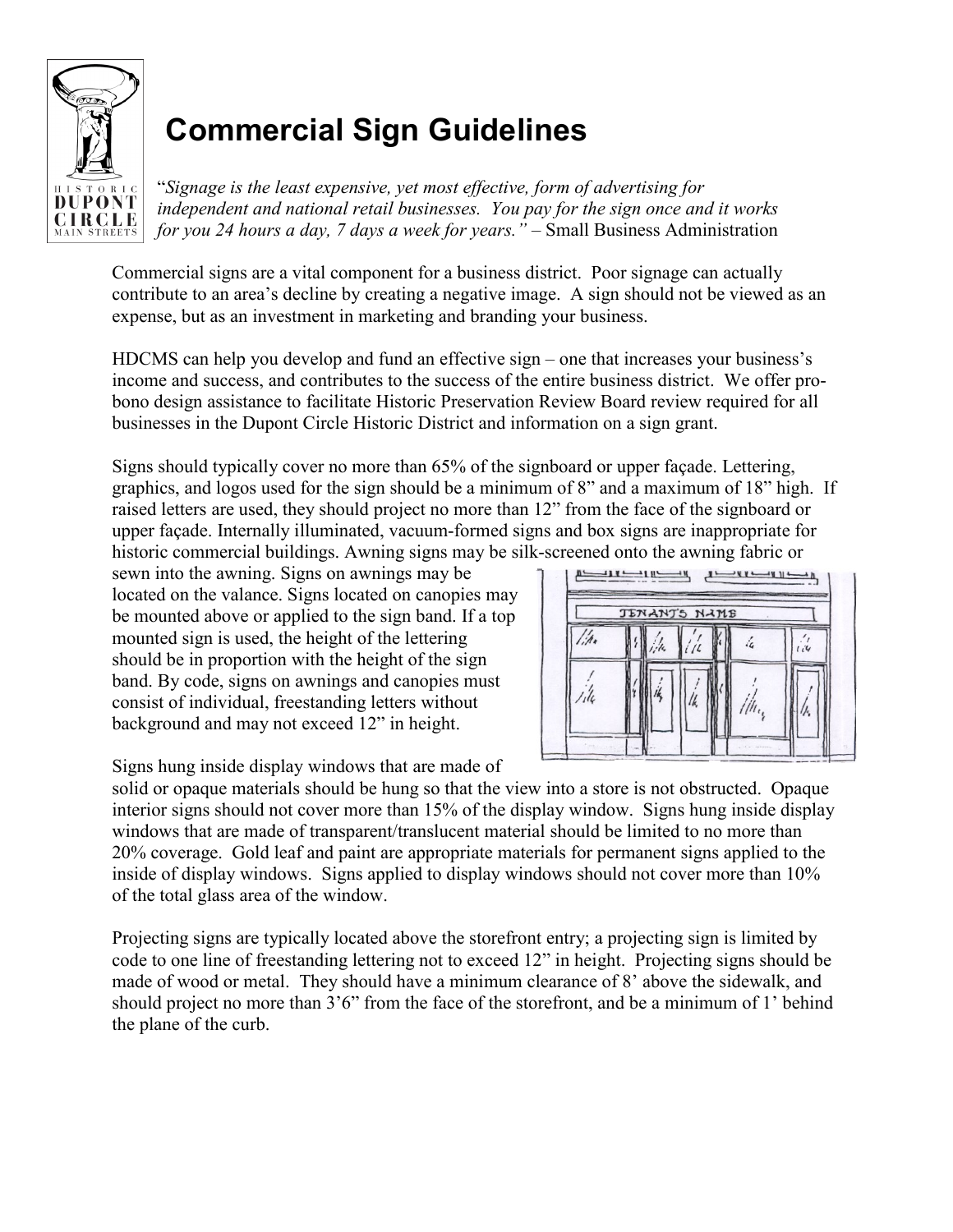# Commercial Sign Guidelines

"*Signage is the least expensive, yet most effective, form of advertising for independent and national retail businesses. You pay for the sign once and it works for you 24 hours a day, 7 days a week for years.*" – Small Business Administration

Commercial signs are a vital component for a business district. Poor signage can actually contribute to an area's decline by creating a negative image. A sign should not be viewed as an expense, but as an investment in marketing and branding your business.

HDCMS can help you develop and fund an effective sign – one that increases your business's income and success, and contributes to the success of the entire business district. We offer pro-bono design assistance to facilitate Historic Preservation Review Board review required for all businesses in the Dupont Circle Historic District and information on a sign grant.

Signs should typically cover no more than 65% of the signboard or upper façade. Lettering, graphics, and logos used for the sign should be a minimum of 8" and a maximum of 18" high. If raised letters are used, they should project no more than 12" from the face of the signboard or upper façade. Internally illuminated, vacuum-formed signs and box signs are inappropriate for historic commercial buildings. Awning signs may be silk-screened onto the awning fabric or sewn into the awning. Signs on awnings may be located on the valance. Signs located on canopies may be mounted above or applied to the sign band. If a top mounted sign is used, the height of the lettering should be in proportion with the height of the sign band. By code, signs on awnings and canopies must consist of individual, freestanding letters without background and may not exceed 12" in height.

Signs hung inside display windows that are made of solid or opaque materials should be hung so that the view into a store is not obstructed. Opaque interior signs should not cover more than 15% of the display window. Signs hung inside display windows that are made of transparent/translucent material should be limited to no more than 20% coverage. Gold leaf and paint are appropriate materials for permanent signs applied to the inside of display windows. Signs applied to display windows should not cover more than 10% of the total glass area of the window.

Projecting signs are typically located above the storefront entry; a projecting sign is limited by code to one line of freestanding lettering not to exceed 12" in height. Projecting signs should be made of wood or metal. They should have a minimum clearance of 8' above the sidewalk, and should project no more than 3'6" from the face of the storefront, and be a minimum of 1' behind the plane of the curb.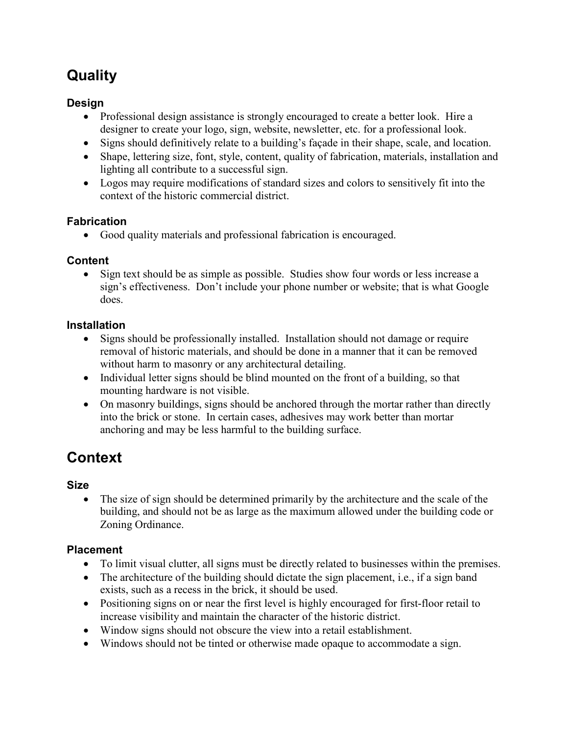## Quality

### Design

- Professional design assistance is strongly encouraged to create a better look. Hire a designer to create your logo, sign, website, newsletter, etc. for a professional look.
- Signs should definitively relate to a building's façade in their shape, scale, and location.
- Shape, lettering size, font, style, content, quality of fabrication, materials, installation and lighting all contribute to a successful sign.
- Logos may require modifications of standard sizes and colors to sensitively fit into the context of the historic commercial district.

### Fabrication

- Good quality materials and professional fabrication is encouraged.

### Content

- Sign text should be as simple as possible. Studies show four words or less increase a sign's effectiveness. Don't include your phone number or website; that is what Google does.

### Installation

- Signs should be professionally installed. Installation should not damage or require removal of historic materials, and should be done in a manner that it can be removed without harm to masonry or any architectural detailing.
- Individual letter signs should be blind mounted on the front of a building, so that mounting hardware is not visible.
- On masonry buildings, signs should be anchored through the mortar rather than directly into the brick or stone. In certain cases, adhesives may work better than mortar anchoring and may be less harmful to the building surface.

## Context

### Size

- The size of sign should be determined primarily by the architecture and the scale of the building, and should not be as large as the maximum allowed under the building code or Zoning Ordinance.

### Placement

- To limit visual clutter, all signs must be directly related to businesses within the premises.
- The architecture of the building should dictate the sign placement, i.e., if a sign band exists, such as a recess in the brick, it should be used.
- Positioning signs on or near the first level is highly encouraged for first-floor retail to increase visibility and maintain the character of the historic district.
- Window signs should not obscure the view into a retail establishment.
- Windows should not be tinted or otherwise made opaque to accommodate a sign.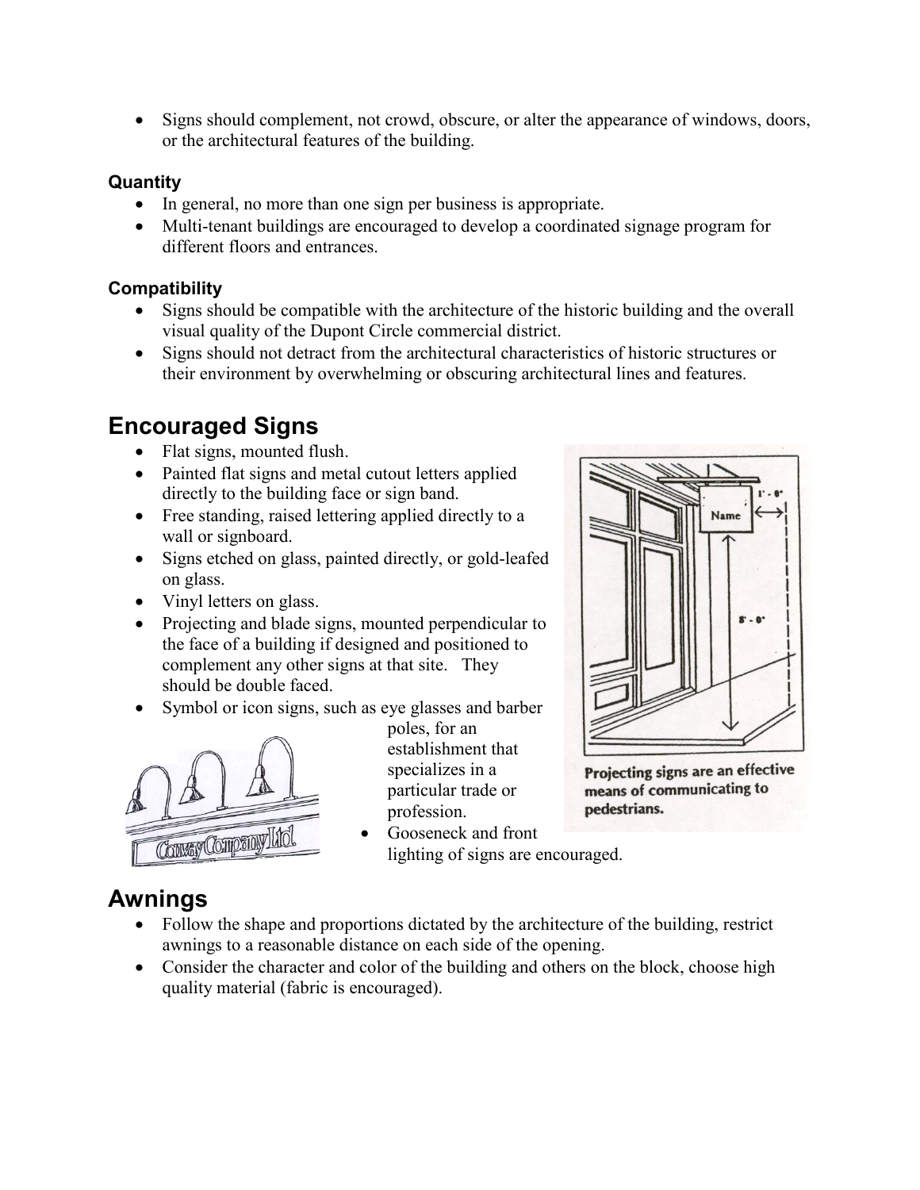- Signs should complement, not crowd, obscure, or alter the appearance of windows, doors, or the architectural features of the building.

### Quantity

- In general, no more than one sign per business is appropriate.
- Multi-tenant buildings are encouraged to develop a coordinated signage program for different floors and entrances.

### Compatibility

- Signs should be compatible with the architecture of the historic building and the overall visual quality of the Dupont Circle commercial district.
- Signs should not detract from the architectural characteristics of historic structures or their environment by overwhelming or obscuring architectural lines and features.

## Encouraged Signs

- Flat signs, mounted flush.
- Painted flat signs and metal cutout letters applied directly to the building face or sign band.
- Free standing, raised lettering applied directly to a wall or signboard.
- Signs etched on glass, painted directly, or gold-leafed on glass.
- Vinyl letters on glass.
- Projecting and blade signs, mounted perpendicular to the face of a building if designed and positioned to complement any other signs at that site. They should be double faced.
- Symbol or icon signs, such as eye glasses and barber poles, for an establishment that specializes in a particular trade or profession.
- Gooseneck and front lighting of signs are encouraged.

**Projecting signs are an effective means of communicating to pedestrians.**

## Awnings

- Follow the shape and proportions dictated by the architecture of the building, restrict awnings to a reasonable distance on each side of the opening.
- Consider the character and color of the building and others on the block, choose high quality material (fabric is encouraged).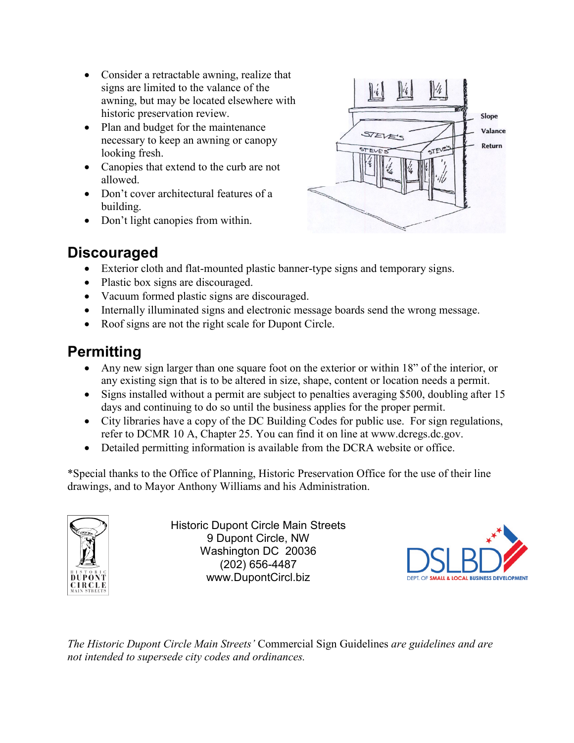- Consider a retractable awning, realize that signs are limited to the valance of the awning, but may be located elsewhere with historic preservation review.
- Plan and budget for the maintenance necessary to keep an awning or canopy looking fresh.
- Canopies that extend to the curb are not allowed.
- Don't cover architectural features of a building.
- Don't light canopies from within.

Slope
Valance
Return

## Discouraged

- Exterior cloth and flat-mounted plastic banner-type signs and temporary signs.
- Plastic box signs are discouraged.
- Vacuum formed plastic signs are discouraged.
- Internally illuminated signs and electronic message boards send the wrong message.
- Roof signs are not the right scale for Dupont Circle.

## Permitting

- Any new sign larger than one square foot on the exterior or within 18" of the interior, or any existing sign that is to be altered in size, shape, content or location needs a permit.
- Signs installed without a permit are subject to penalties averaging $500, doubling after 15 days and continuing to do so until the business applies for the proper permit.
- City libraries have a copy of the DC Building Codes for public use. For sign regulations, refer to DCMR 10 A, Chapter 25. You can find it on line at www.dcregs.dc.gov.
- Detailed permitting information is available from the DCRA website or office.

*Special thanks to the Office of Planning, Historic Preservation Office for the use of their line drawings, and to Mayor Anthony Williams and his Administration.

Historic Dupont Circle Main Streets
9 Dupont Circle, NW
Washington DC 20036
(202) 656-4487
www.DupontCircl.biz

*The Historic Dupont Circle Main Streets'* Commercial Sign Guidelines *are guidelines and are not intended to supersede city codes and ordinances.*